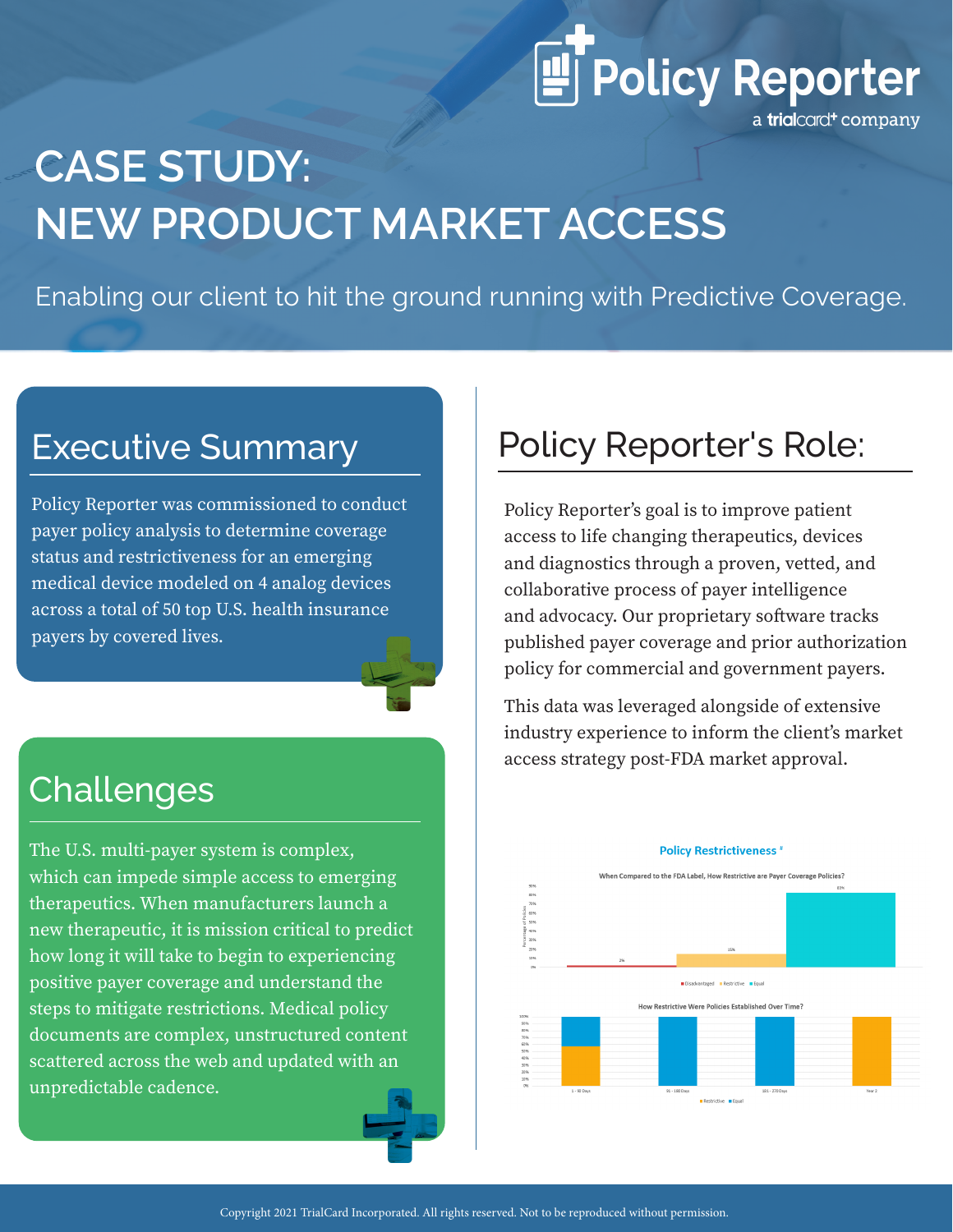Policy Reporter
a trialcard+ company

# CASE STUDY: NEW PRODUCT MARKET ACCESS

Enabling our client to hit the ground running with Predictive Coverage.

## Executive Summary

Policy Reporter was commissioned to conduct payer policy analysis to determine coverage status and restrictiveness for an emerging medical device modeled on 4 analog devices across a total of 50 top U.S. health insurance payers by covered lives.

## Challenges

The U.S. multi-payer system is complex, which can impede simple access to emerging therapeutics. When manufacturers launch a new therapeutic, it is mission critical to predict how long it will take to begin to experiencing positive payer coverage and understand the steps to mitigate restrictions. Medical policy documents are complex, unstructured content scattered across the web and updated with an unpredictable cadence.

## Policy Reporter's Role:

Policy Reporter's goal is to improve patient access to life changing therapeutics, devices and diagnostics through a proven, vetted, and collaborative process of payer intelligence and advocacy. Our proprietary software tracks published payer coverage and prior authorization policy for commercial and government payers.

This data was leveraged alongside of extensive industry experience to inform the client's market access strategy post-FDA market approval.

**Policy Restrictiveness** *

When Compared to the FDA Label, How Restrictive are Payer Coverage Policies?

| Disadvantaged | Restrictive | Equal |
|---|---|---|
| 2% | 15% | 83% |

How Restrictive Were Policies Established Over Time?

Categories: 1 - 90 Days; 91 - 180 Days; 181 - 270 Days; Year 2 (Restrictive, Equal)

Copyright 2021 TrialCard Incorporated. All rights reserved. Not to be reproduced without permission.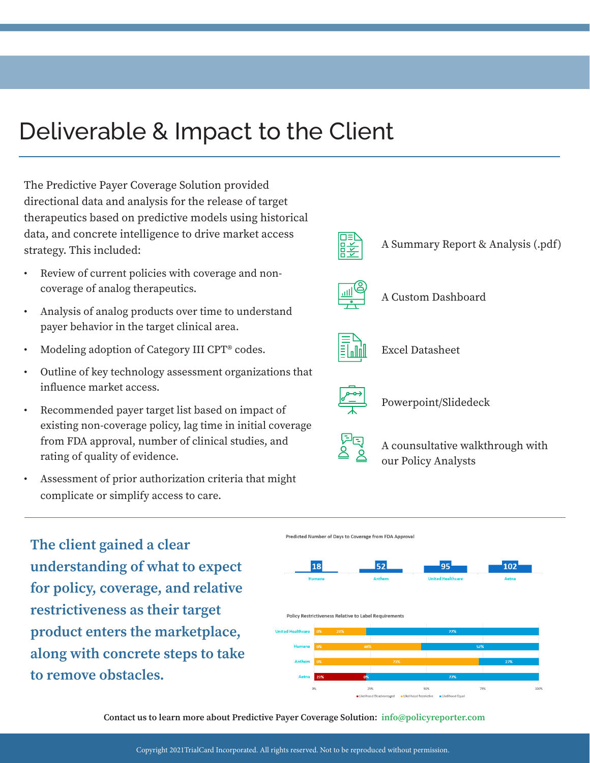# Deliverable & Impact to the Client

The Predictive Payer Coverage Solution provided directional data and analysis for the release of target therapeutics based on predictive models using historical data, and concrete intelligence to drive market access strategy. This included:

- Review of current policies with coverage and non-coverage of analog therapeutics.
- Analysis of analog products over time to understand payer behavior in the target clinical area.
- Modeling adoption of Category III CPT® codes.
- Outline of key technology assessment organizations that influence market access.
- Recommended payer target list based on impact of existing non-coverage policy, lag time in initial coverage from FDA approval, number of clinical studies, and rating of quality of evidence.
- Assessment of prior authorization criteria that might complicate or simplify access to care.

A Summary Report & Analysis (.pdf)

A Custom Dashboard

Excel Datasheet

Powerpoint/Slidedeck

A counsultative walkthrough with our Policy Analysts

**The client gained a clear understanding of what to expect for policy, coverage, and relative restrictiveness as their target product enters the marketplace, along with concrete steps to take to remove obstacles.**

Predicted Number of Days to Coverage from FDA Approval

18
Humana
52
Anthem
95
United Healthcare
102
Aetna

Policy Restrictiveness Relative to Label Requirements

United Healthcare 0% 23% 77%
Humana 0% 48% 52%
Anthem 0% 73% 27%
Aetna 23% 0% 77%

0% 25% 50% 75% 100%

Likelihood Disadvantaged · Likelihood Restrictive · Likelihood Equal

**Contact us to learn more about Predictive Payer Coverage Solution: info@policyreporter.com**

Copyright 2021TrialCard Incorporated. All rights reserved. Not to be reproduced without permission.